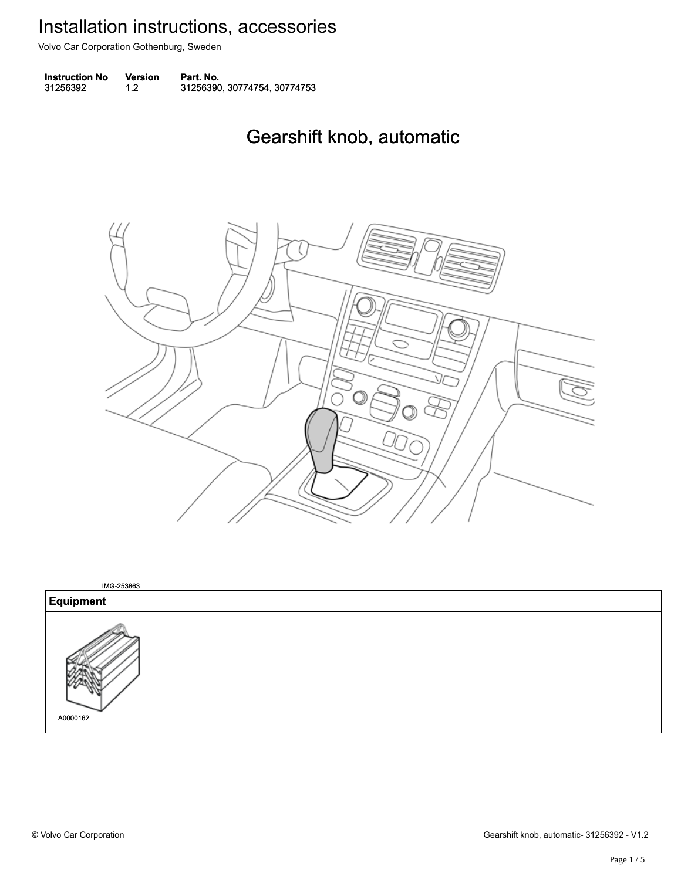# Installation instructions, accessories

Volvo Car Corporation Gothenburg, Sweden

| Instruction No | Version | Part. No. |
| --- | --- | --- |
| 31256392 | 1.2 | 31256390, 30774754, 30774753 |

## Gearshift knob, automatic

IMG-253863

| Equipment |
| --- |
| A0000162 |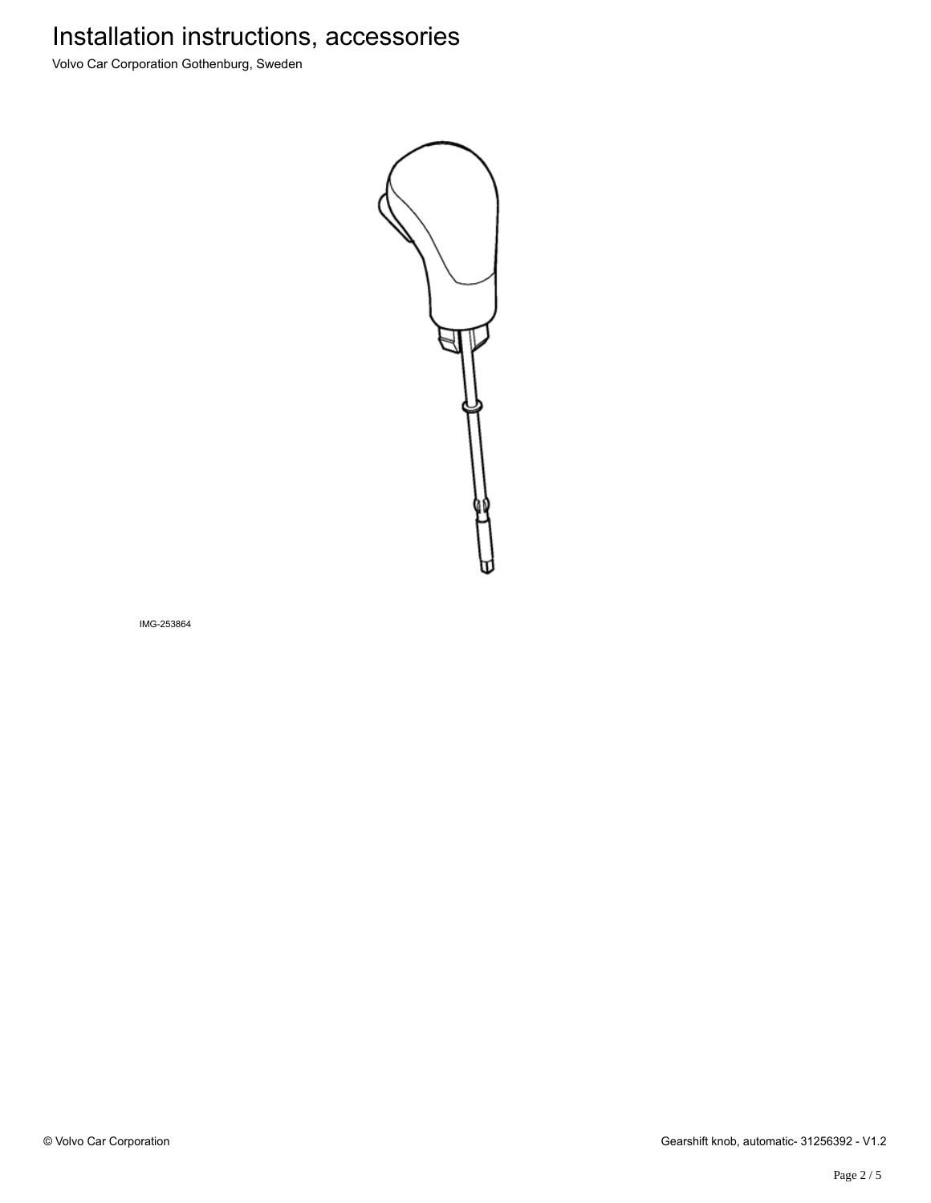IMG-253864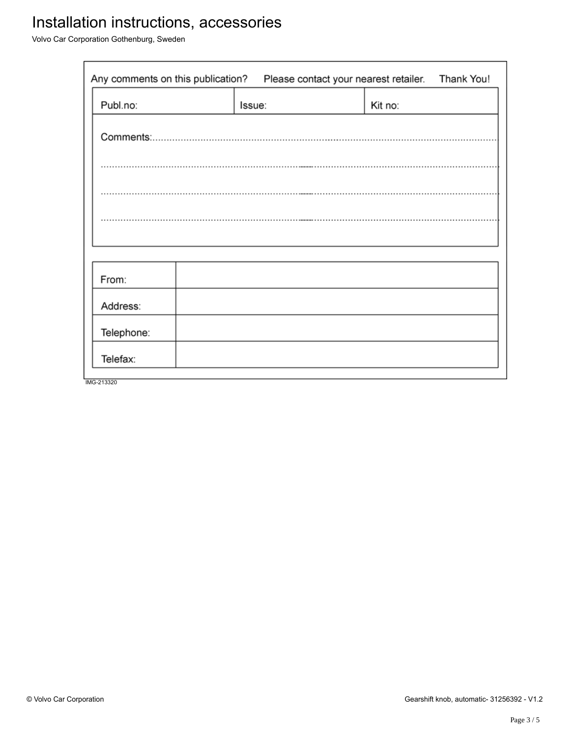# Installation instructions, accessories

Volvo Car Corporation Gothenburg, Sweden

Any comments on this publication? Please contact your nearest retailer. Thank You!

| Publ.no: | Issue: | Kit no: |
|---|---|---|

Comments:.......................................................................................................................

.......................................................................................................................................

.......................................................................................................................................

.......................................................................................................................................

| From: | |
|---|---|
| Address: | |
| Telephone: | |
| Telefax: | |

IMG-213320

© Volvo Car Corporation

Gearshift knob, automatic- 31256392 - V1.2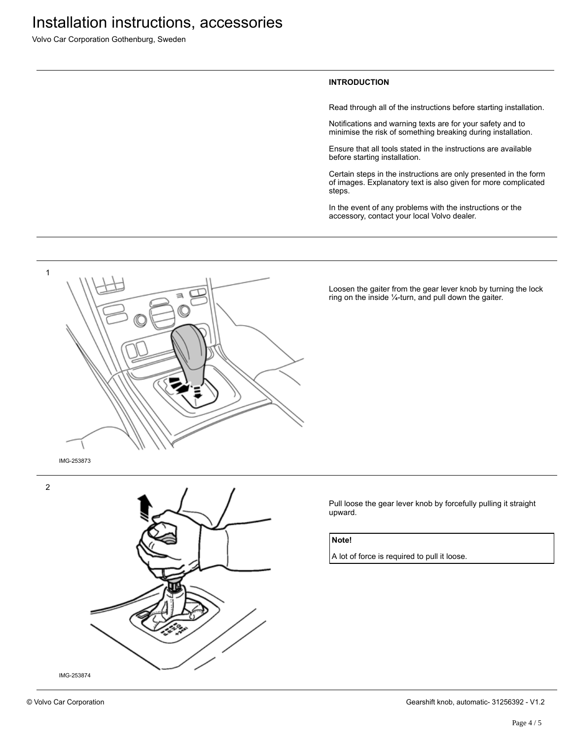# Installation instructions, accessories

Volvo Car Corporation Gothenburg, Sweden

## INTRODUCTION

Read through all of the instructions before starting installation.

Notifications and warning texts are for your safety and to minimise the risk of something breaking during installation.

Ensure that all tools stated in the instructions are available before starting installation.

Certain steps in the instructions are only presented in the form of images. Explanatory text is also given for more complicated steps.

In the event of any problems with the instructions or the accessory, contact your local Volvo dealer.

1

IMG-253873

Loosen the gaiter from the gear lever knob by turning the lock ring on the inside ¼-turn, and pull down the gaiter.

2

IMG-253874

Pull loose the gear lever knob by forcefully pulling it straight upward.

**Note!**

A lot of force is required to pull it loose.

© Volvo Car Corporation

Gearshift knob, automatic- 31256392 - V1.2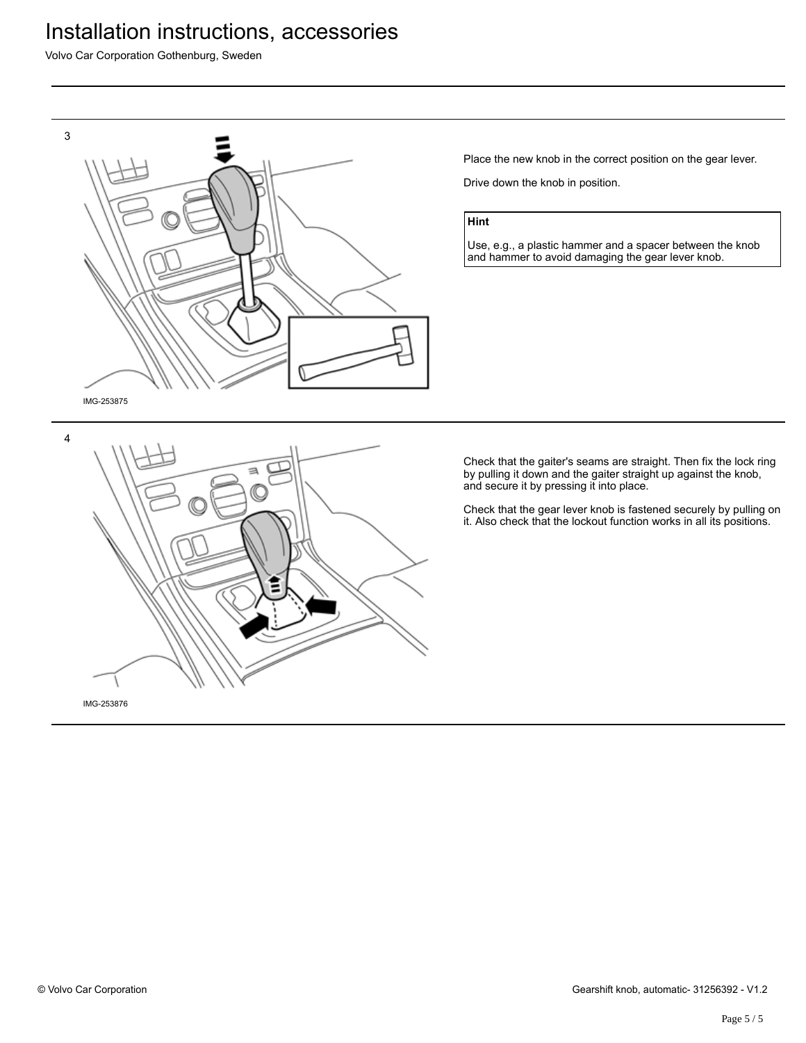3

Place the new knob in the correct position on the gear lever.

Drive down the knob in position.

**Hint**

Use, e.g., a plastic hammer and a spacer between the knob and hammer to avoid damaging the gear lever knob.

IMG-253875

4

Check that the gaiter's seams are straight. Then fix the lock ring by pulling it down and the gaiter straight up against the knob, and secure it by pressing it into place.

Check that the gear lever knob is fastened securely by pulling on it. Also check that the lockout function works in all its positions.

IMG-253876